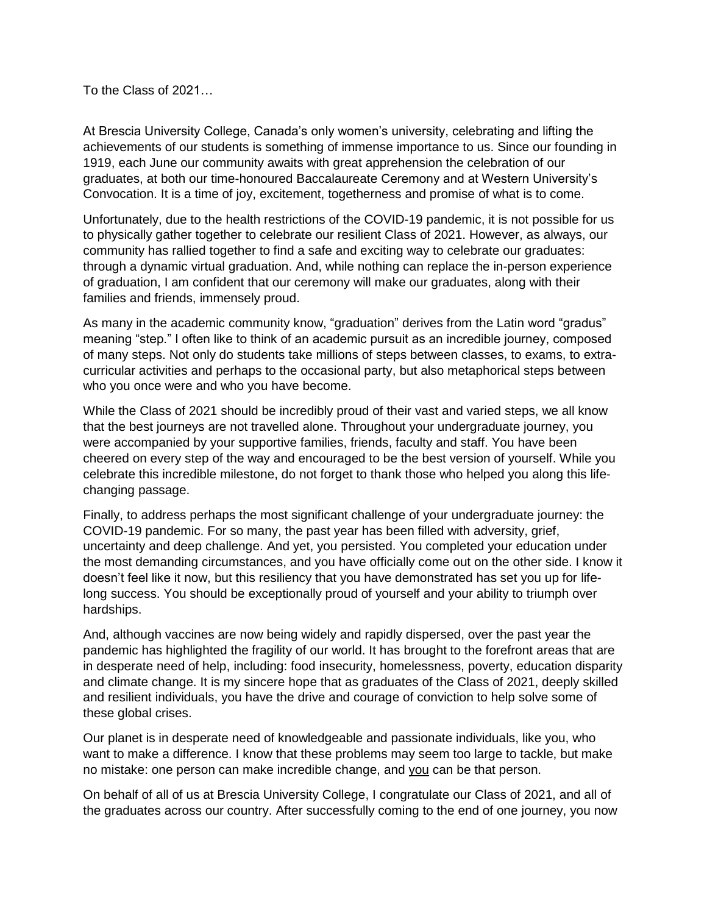To the Class of 2021…

At Brescia University College, Canada's only women's university, celebrating and lifting the achievements of our students is something of immense importance to us. Since our founding in 1919, each June our community awaits with great apprehension the celebration of our graduates, at both our time-honoured Baccalaureate Ceremony and at Western University's Convocation. It is a time of joy, excitement, togetherness and promise of what is to come.

Unfortunately, due to the health restrictions of the COVID-19 pandemic, it is not possible for us to physically gather together to celebrate our resilient Class of 2021. However, as always, our community has rallied together to find a safe and exciting way to celebrate our graduates: through a dynamic virtual graduation. And, while nothing can replace the in-person experience of graduation, I am confident that our ceremony will make our graduates, along with their families and friends, immensely proud.

As many in the academic community know, "graduation" derives from the Latin word "gradus" meaning "step." I often like to think of an academic pursuit as an incredible journey, composed of many steps. Not only do students take millions of steps between classes, to exams, to extra-curricular activities and perhaps to the occasional party, but also metaphorical steps between who you once were and who you have become.

While the Class of 2021 should be incredibly proud of their vast and varied steps, we all know that the best journeys are not travelled alone. Throughout your undergraduate journey, you were accompanied by your supportive families, friends, faculty and staff. You have been cheered on every step of the way and encouraged to be the best version of yourself. While you celebrate this incredible milestone, do not forget to thank those who helped you along this life-changing passage.

Finally, to address perhaps the most significant challenge of your undergraduate journey: the COVID-19 pandemic. For so many, the past year has been filled with adversity, grief, uncertainty and deep challenge. And yet, you persisted. You completed your education under the most demanding circumstances, and you have officially come out on the other side. I know it doesn't feel like it now, but this resiliency that you have demonstrated has set you up for life-long success. You should be exceptionally proud of yourself and your ability to triumph over hardships.

And, although vaccines are now being widely and rapidly dispersed, over the past year the pandemic has highlighted the fragility of our world. It has brought to the forefront areas that are in desperate need of help, including: food insecurity, homelessness, poverty, education disparity and climate change. It is my sincere hope that as graduates of the Class of 2021, deeply skilled and resilient individuals, you have the drive and courage of conviction to help solve some of these global crises.

Our planet is in desperate need of knowledgeable and passionate individuals, like you, who want to make a difference. I know that these problems may seem too large to tackle, but make no mistake: one person can make incredible change, and <u>you</u> can be that person.

On behalf of all of us at Brescia University College, I congratulate our Class of 2021, and all of the graduates across our country. After successfully coming to the end of one journey, you now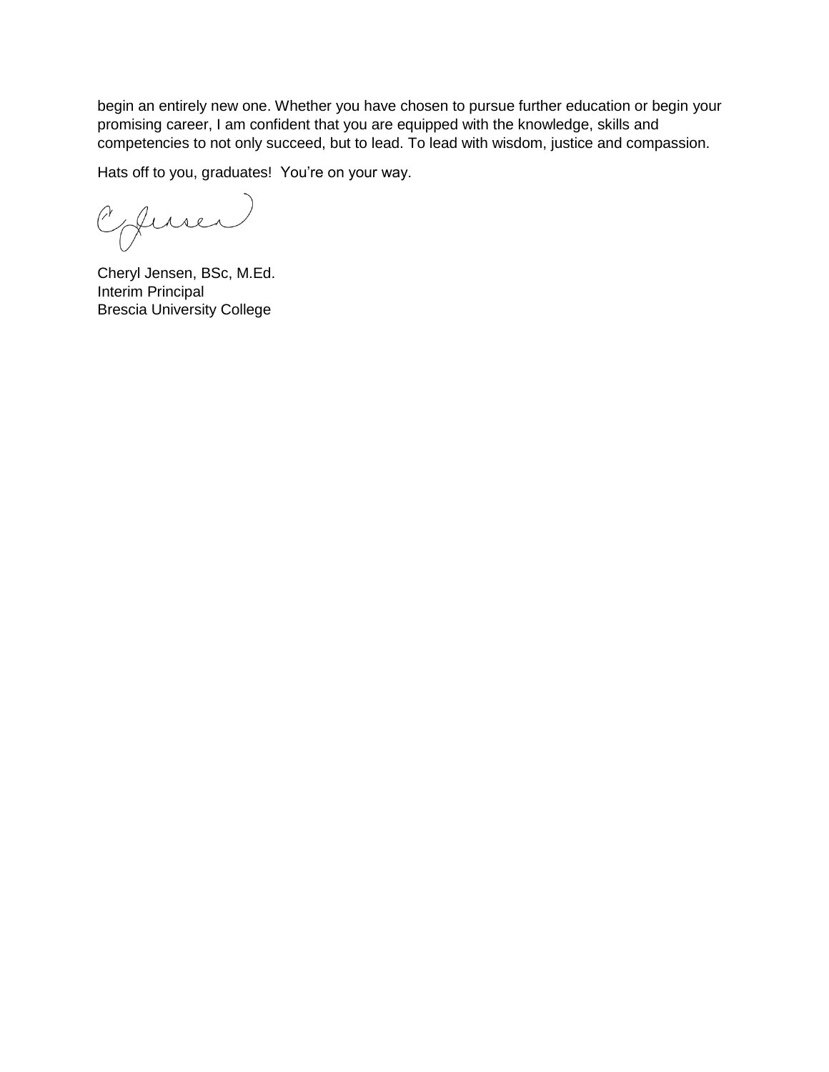begin an entirely new one. Whether you have chosen to pursue further education or begin your promising career, I am confident that you are equipped with the knowledge, skills and competencies to not only succeed, but to lead. To lead with wisdom, justice and compassion.

Hats off to you, graduates! You're on your way.

Cheryl Jensen, BSc, M.Ed.
Interim Principal
Brescia University College